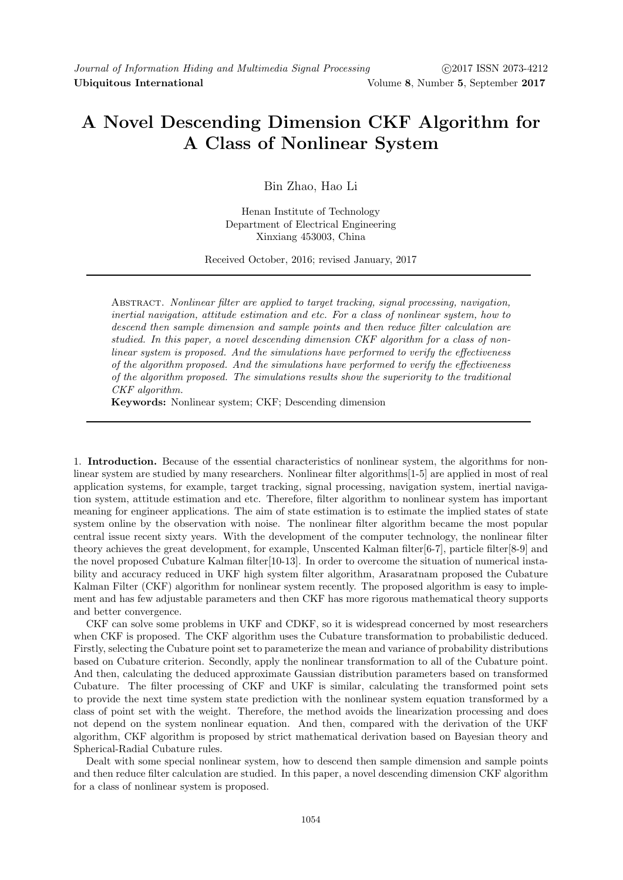# A Novel Descending Dimension CKF Algorithm for A Class of Nonlinear System

Bin Zhao, Hao Li

Henan Institute of Technology
Department of Electrical Engineering
Xinxiang 453003, China

Received October, 2016; revised January, 2017

Abstract. *Nonlinear filter are applied to target tracking, signal processing, navigation, inertial navigation, attitude estimation and etc. For a class of nonlinear system, how to descend then sample dimension and sample points and then reduce filter calculation are studied. In this paper, a novel descending dimension CKF algorithm for a class of nonlinear system is proposed. And the simulations have performed to verify the effectiveness of the algorithm proposed. And the simulations have performed to verify the effectiveness of the algorithm proposed. The simulations results show the superiority to the traditional CKF algorithm.*

**Keywords:** Nonlinear system; CKF; Descending dimension

1. **Introduction.** Because of the essential characteristics of nonlinear system, the algorithms for nonlinear system are studied by many researchers. Nonlinear filter algorithms[1-5] are applied in most of real application systems, for example, target tracking, signal processing, navigation system, inertial navigation system, attitude estimation and etc. Therefore, filter algorithm to nonlinear system has important meaning for engineer applications. The aim of state estimation is to estimate the implied states of state system online by the observation with noise. The nonlinear filter algorithm became the most popular central issue recent sixty years. With the development of the computer technology, the nonlinear filter theory achieves the great development, for example, Unscented Kalman filter[6-7], particle filter[8-9] and the novel proposed Cubature Kalman filter[10-13]. In order to overcome the situation of numerical instability and accuracy reduced in UKF high system filter algorithm, Arasaratnam proposed the Cubature Kalman Filter (CKF) algorithm for nonlinear system recently. The proposed algorithm is easy to implement and has few adjustable parameters and then CKF has more rigorous mathematical theory supports and better convergence.

CKF can solve some problems in UKF and CDKF, so it is widespread concerned by most researchers when CKF is proposed. The CKF algorithm uses the Cubature transformation to probabilistic deduced. Firstly, selecting the Cubature point set to parameterize the mean and variance of probability distributions based on Cubature criterion. Secondly, apply the nonlinear transformation to all of the Cubature point. And then, calculating the deduced approximate Gaussian distribution parameters based on transformed Cubature. The filter processing of CKF and UKF is similar, calculating the transformed point sets to provide the next time system state prediction with the nonlinear system equation transformed by a class of point set with the weight. Therefore, the method avoids the linearization processing and does not depend on the system nonlinear equation. And then, compared with the derivation of the UKF algorithm, CKF algorithm is proposed by strict mathematical derivation based on Bayesian theory and Spherical-Radial Cubature rules.

Dealt with some special nonlinear system, how to descend then sample dimension and sample points and then reduce filter calculation are studied. In this paper, a novel descending dimension CKF algorithm for a class of nonlinear system is proposed.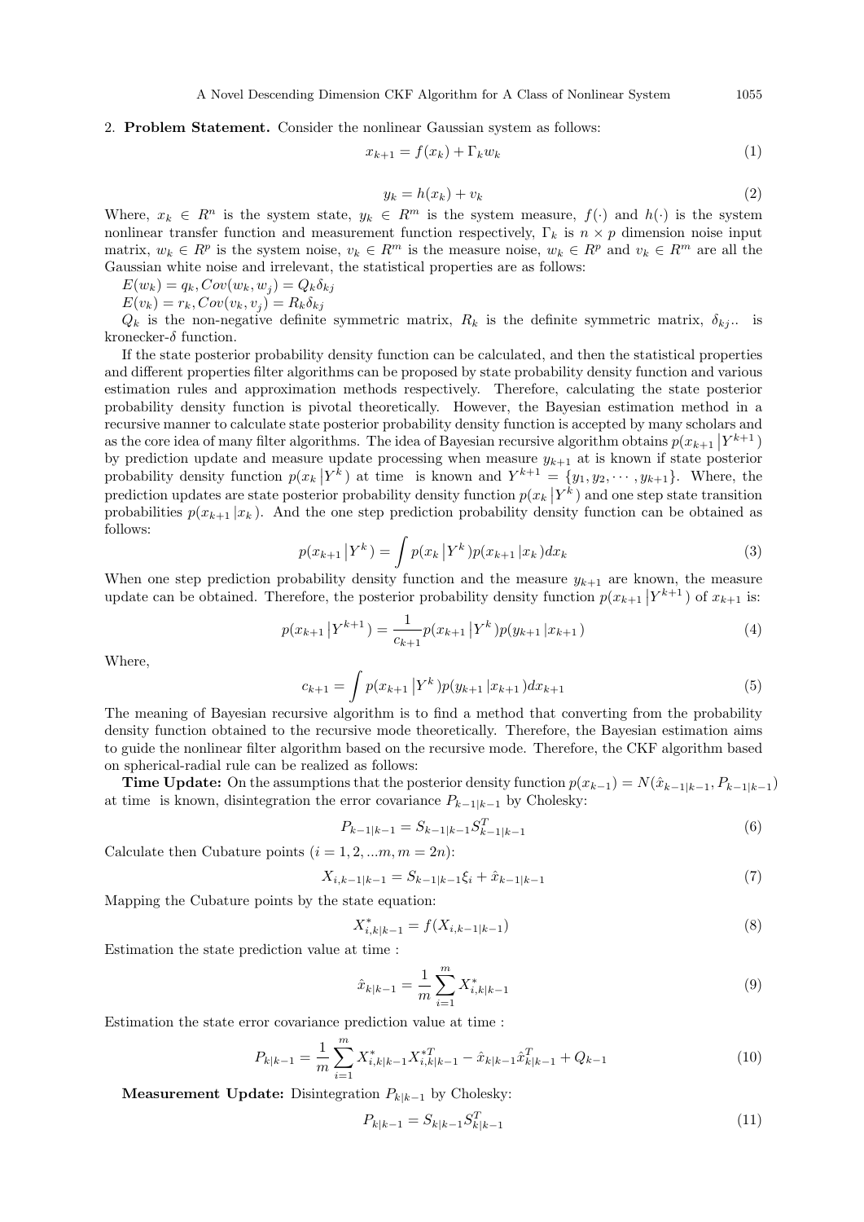2. **Problem Statement.** Consider the nonlinear Gaussian system as follows:

$$x_{k+1} = f(x_k) + \Gamma_k w_k \tag{1}$$

$$y_k = h(x_k) + v_k \tag{2}$$

Where, $x_k \in R^n$ is the system state, $y_k \in R^m$ is the system measure, $f(\cdot)$ and $h(\cdot)$ is the system nonlinear transfer function and measurement function respectively, $\Gamma_k$ is $n \times p$ dimension noise input matrix, $w_k \in R^p$ is the system noise, $v_k \in R^m$ is the measure noise, $w_k \in R^p$ and $v_k \in R^m$ are all the Gaussian white noise and irrelevant, the statistical properties are as follows:

$E(w_k) = q_k, Cov(w_k, w_j) = Q_k \delta_{kj}$

$E(v_k) = r_k, Cov(v_k, v_j) = R_k \delta_{kj}$

$Q_k$ is the non-negative definite symmetric matrix, $R_k$ is the definite symmetric matrix, $\delta_{kj}$.. is kronecker-$\delta$ function.

If the state posterior probability density function can be calculated, and then the statistical properties and different properties filter algorithms can be proposed by state probability density function and various estimation rules and approximation methods respectively. Therefore, calculating the state posterior probability density function is pivotal theoretically. However, the Bayesian estimation method in a recursive manner to calculate state posterior probability density function is accepted by many scholars and as the core idea of many filter algorithms. The idea of Bayesian recursive algorithm obtains $p(x_{k+1} | Y^{k+1})$ by prediction update and measure update processing when measure $y_{k+1}$ at is known if state posterior probability density function $p(x_k | Y^k)$ at time is known and $Y^{k+1} = \{y_1, y_2, \cdots, y_{k+1}\}$. Where, the prediction updates are state posterior probability density function $p(x_k | Y^k)$ and one step state transition probabilities $p(x_{k+1} | x_k)$. And the one step prediction probability density function can be obtained as follows:

$$p(x_{k+1} | Y^k) = \int p(x_k | Y^k) p(x_{k+1} | x_k) dx_k \tag{3}$$

When one step prediction probability density function and the measure $y_{k+1}$ are known, the measure update can be obtained. Therefore, the posterior probability density function $p(x_{k+1} | Y^{k+1})$ of $x_{k+1}$ is:

$$p(x_{k+1} | Y^{k+1}) = \frac{1}{c_{k+1}} p(x_{k+1} | Y^k) p(y_{k+1} | x_{k+1}) \tag{4}$$

Where,

$$c_{k+1} = \int p(x_{k+1} | Y^k) p(y_{k+1} | x_{k+1}) dx_{k+1} \tag{5}$$

The meaning of Bayesian recursive algorithm is to find a method that converting from the probability density function obtained to the recursive mode theoretically. Therefore, the Bayesian estimation aims to guide the nonlinear filter algorithm based on the recursive mode. Therefore, the CKF algorithm based on spherical-radial rule can be realized as follows:

**Time Update:** On the assumptions that the posterior density function $p(x_{k-1}) = N(\hat{x}_{k-1|k-1}, P_{k-1|k-1})$ at time is known, disintegration the error covariance $P_{k-1|k-1}$ by Cholesky:

$$P_{k-1|k-1} = S_{k-1|k-1} S_{k-1|k-1}^T \tag{6}$$

Calculate then Cubature points ($i = 1, 2, ...m, m = 2n$):

$$X_{i,k-1|k-1} = S_{k-1|k-1} \xi_i + \hat{x}_{k-1|k-1} \tag{7}$$

Mapping the Cubature points by the state equation:

$$X_{i,k|k-1}^* = f(X_{i,k-1|k-1}) \tag{8}$$

Estimation the state prediction value at time :

$$\hat{x}_{k|k-1} = \frac{1}{m} \sum_{i=1}^{m} X_{i,k|k-1}^* \tag{9}$$

Estimation the state error covariance prediction value at time :

$$P_{k|k-1} = \frac{1}{m} \sum_{i=1}^{m} X_{i,k|k-1}^* X_{i,k|k-1}^{*T} - \hat{x}_{k|k-1} \hat{x}_{k|k-1}^T + Q_{k-1} \tag{10}$$

**Measurement Update:** Disintegration $P_{k|k-1}$ by Cholesky:

$$P_{k|k-1} = S_{k|k-1} S_{k|k-1}^T \tag{11}$$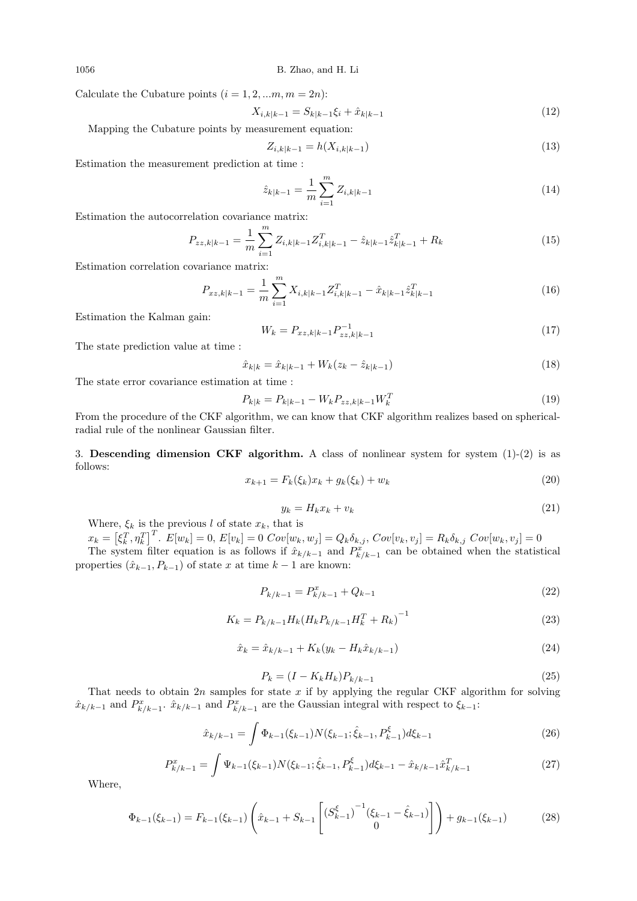Calculate the Cubature points ($i = 1, 2, ...m, m = 2n$):

$$X_{i,k|k-1} = S_{k|k-1}\xi_i + \hat{x}_{k|k-1} \tag{12}$$

Mapping the Cubature points by measurement equation:

$$Z_{i,k|k-1} = h(X_{i,k|k-1}) \tag{13}$$

Estimation the measurement prediction at time :

$$\hat{z}_{k|k-1} = \frac{1}{m}\sum_{i=1}^{m} Z_{i,k|k-1} \tag{14}$$

Estimation the autocorrelation covariance matrix:

$$P_{zz,k|k-1} = \frac{1}{m}\sum_{i=1}^{m} Z_{i,k|k-1}Z_{i,k|k-1}^T - \hat{z}_{k|k-1}\hat{z}_{k|k-1}^T + R_k \tag{15}$$

Estimation correlation covariance matrix:

$$P_{xz,k|k-1} = \frac{1}{m}\sum_{i=1}^{m} X_{i,k|k-1}Z_{i,k|k-1}^T - \hat{x}_{k|k-1}\hat{z}_{k|k-1}^T \tag{16}$$

Estimation the Kalman gain:

$$W_k = P_{xz,k|k-1}P_{zz,k|k-1}^{-1} \tag{17}$$

The state prediction value at time :

$$\hat{x}_{k|k} = \hat{x}_{k|k-1} + W_k(z_k - \hat{z}_{k|k-1}) \tag{18}$$

The state error covariance estimation at time :

$$P_{k|k} = P_{k|k-1} - W_k P_{zz,k|k-1} W_k^T \tag{19}$$

From the procedure of the CKF algorithm, we can know that CKF algorithm realizes based on spherical-radial rule of the nonlinear Gaussian filter.

3. **Descending dimension CKF algorithm.** A class of nonlinear system for system (1)-(2) is as follows:

$$x_{k+1} = F_k(\xi_k)x_k + g_k(\xi_k) + w_k \tag{20}$$

$$y_k = H_k x_k + v_k \tag{21}$$

Where, $\xi_k$ is the previous $l$ of state $x_k$, that is

$x_k = \left[\xi_k^T, \eta_k^T\right]^T$. $E[w_k] = 0$, $E[v_k] = 0$ $Cov[w_k, w_j] = Q_k\delta_{k,j}$, $Cov[v_k, v_j] = R_k\delta_{k,j}$ $Cov[w_k, v_j] = 0$

The system filter equation is as follows if $\hat{x}_{k/k-1}$ and $P_{k/k-1}^x$ can be obtained when the statistical properties $(\hat{x}_{k-1}, P_{k-1})$ of state $x$ at time $k-1$ are known:

$$P_{k/k-1} = P_{k/k-1}^x + Q_{k-1} \tag{22}$$

$$K_k = P_{k/k-1}H_k\left(H_k P_{k/k-1}H_k^T + R_k\right)^{-1} \tag{23}$$

$$\hat{x}_k = \hat{x}_{k/k-1} + K_k(y_k - H_k\hat{x}_{k/k-1}) \tag{24}$$

$$P_k = (I - K_k H_k)P_{k/k-1} \tag{25}$$

That needs to obtain $2n$ samples for state $x$ if by applying the regular CKF algorithm for solving $\hat{x}_{k/k-1}$ and $P_{k/k-1}^x$. $\hat{x}_{k/k-1}$ and $P_{k/k-1}^x$ are the Gaussian integral with respect to $\xi_{k-1}$:

$$\hat{x}_{k/k-1} = \int \Phi_{k-1}(\xi_{k-1})N(\xi_{k-1}; \hat{\xi}_{k-1}, P_{k-1}^{\xi})d\xi_{k-1} \tag{26}$$

$$P_{k/k-1}^x = \int \Psi_{k-1}(\xi_{k-1})N(\xi_{k-1}; \hat{\xi}_{k-1}, P_{k-1}^{\xi})d\xi_{k-1} - \hat{x}_{k/k-1}\hat{x}_{k/k-1}^T \tag{27}$$

Where,

$$\Phi_{k-1}(\xi_{k-1}) = F_{k-1}(\xi_{k-1})\left(\hat{x}_{k-1} + S_{k-1}\begin{bmatrix}\left(S_{k-1}^{\xi}\right)^{-1}(\xi_{k-1} - \hat{\xi}_{k-1}) \\ 0\end{bmatrix}\right) + g_{k-1}(\xi_{k-1}) \tag{28}$$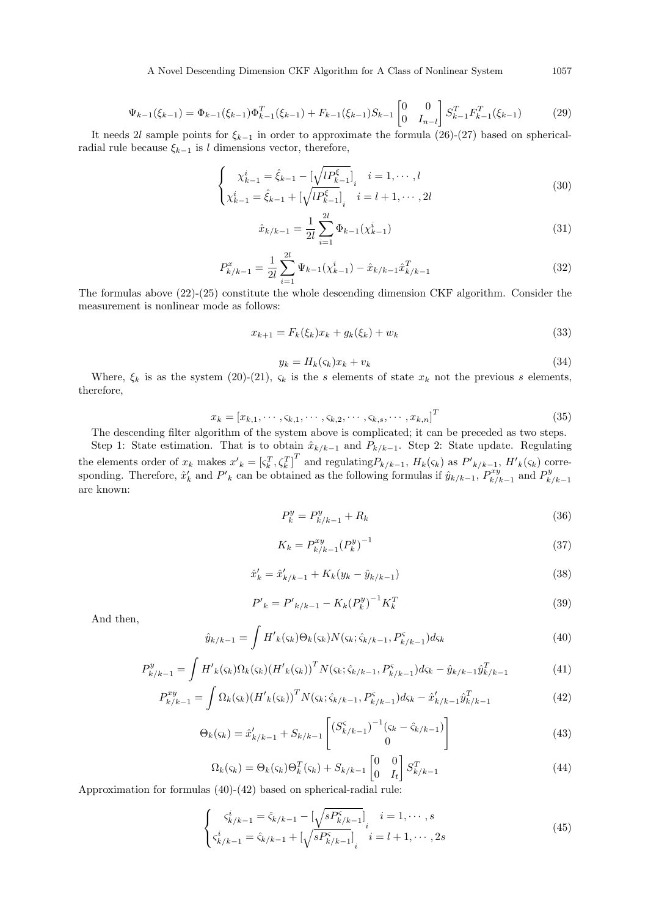$$\Psi_{k-1}(\xi_{k-1}) = \Phi_{k-1}(\xi_{k-1})\Phi_{k-1}^T(\xi_{k-1}) + F_{k-1}(\xi_{k-1})S_{k-1}\begin{bmatrix}0 & 0\\ 0 & I_{n-l}\end{bmatrix}S_{k-1}^T F_{k-1}^T(\xi_{k-1}) \tag{29}$$

It needs $2l$ sample points for $\xi_{k-1}$ in order to approximate the formula (26)-(27) based on spherical-radial rule because $\xi_{k-1}$ is $l$ dimensions vector, therefore,

$$\begin{cases} \chi_{k-1}^i = \hat{\xi}_{k-1} - [\sqrt{lP_{k-1}^{\xi}}]_i & i = 1, \cdots, l \\ \chi_{k-1}^i = \hat{\xi}_{k-1} + [\sqrt{lP_{k-1}^{\xi}}]_i & i = l+1, \cdots, 2l \end{cases} \tag{30}$$

$$\hat{x}_{k/k-1} = \frac{1}{2l}\sum_{i=1}^{2l}\Phi_{k-1}(\chi_{k-1}^i) \tag{31}$$

$$P_{k/k-1}^x = \frac{1}{2l}\sum_{i=1}^{2l}\Psi_{k-1}(\chi_{k-1}^i) - \hat{x}_{k/k-1}\hat{x}_{k/k-1}^T \tag{32}$$

The formulas above (22)-(25) constitute the whole descending dimension CKF algorithm. Consider the measurement is nonlinear mode as follows:

$$x_{k+1} = F_k(\xi_k)x_k + g_k(\xi_k) + w_k \tag{33}$$

$$y_k = H_k(\varsigma_k)x_k + v_k \tag{34}$$

Where, $\xi_k$ is as the system (20)-(21), $\varsigma_k$ is the $s$ elements of state $x_k$ not the previous $s$ elements, therefore,

$$x_k = [x_{k,1}, \cdots, \varsigma_{k,1}, \cdots, \varsigma_{k,2}, \cdots, \varsigma_{k,s}, \cdots, x_{k,n}]^T \tag{35}$$

The descending filter algorithm of the system above is complicated; it can be preceded as two steps.

Step 1: State estimation. That is to obtain $\hat{x}_{k/k-1}$ and $P_{k/k-1}$. Step 2: State update. Regulating the elements order of $x_k$ makes $x'_k = [\varsigma_k^T, \zeta_k^T]^T$ and regulating$P_{k/k-1}$, $H_k(\varsigma_k)$ as $P'_{k/k-1}$, $H'_k(\varsigma_k)$ corresponding. Therefore, $\hat{x}'_k$ and $P'_k$ can be obtained as the following formulas if $\hat{y}_{k/k-1}$, $P_{k/k-1}^{xy}$ and $P_{k/k-1}^y$ are known:

$$P_k^y = P_{k/k-1}^y + R_k \tag{36}$$

$$K_k = P_{k/k-1}^{xy}(P_k^y)^{-1} \tag{37}$$

$$\hat{x}'_k = \hat{x}'_{k/k-1} + K_k(y_k - \hat{y}_{k/k-1}) \tag{38}$$

$$P'_k = P'_{k/k-1} - K_k(P_k^y)^{-1}K_k^T \tag{39}$$

And then,

$$\hat{y}_{k/k-1} = \int H'_k(\varsigma_k)\Theta_k(\varsigma_k)N(\varsigma_k; \hat{\varsigma}_{k/k-1}, P_{k/k-1}^{\varsigma})d\varsigma_k \tag{40}$$

$$P_{k/k-1}^y = \int H'_k(\varsigma_k)\Omega_k(\varsigma_k)(H'_k(\varsigma_k))^T N(\varsigma_k; \hat{\varsigma}_{k/k-1}, P_{k/k-1}^{\varsigma})d\varsigma_k - \hat{y}_{k/k-1}\hat{y}_{k/k-1}^T \tag{41}$$

$$P_{k/k-1}^{xy} = \int \Omega_k(\varsigma_k)(H'_k(\varsigma_k))^T N(\varsigma_k; \hat{\varsigma}_{k/k-1}, P_{k/k-1}^{\varsigma})d\varsigma_k - \hat{x}'_{k/k-1}\hat{y}_{k/k-1}^T \tag{42}$$

$$\Theta_k(\varsigma_k) = \hat{x}'_{k/k-1} + S_{k/k-1}\begin{bmatrix}(S_{k/k-1}^{\varsigma})^{-1}(\varsigma_k - \hat{\varsigma}_{k/k-1})\\ 0\end{bmatrix} \tag{43}$$

$$\Omega_k(\varsigma_k) = \Theta_k(\varsigma_k)\Theta_k^T(\varsigma_k) + S_{k/k-1}\begin{bmatrix}0 & 0\\ 0 & I_t\end{bmatrix}S_{k/k-1}^T \tag{44}$$

Approximation for formulas (40)-(42) based on spherical-radial rule:

$$\begin{cases} \varsigma_{k/k-1}^i = \hat{\varsigma}_{k/k-1} - [\sqrt{sP_{k/k-1}^{\varsigma}}]_i & i = 1, \cdots, s \\ \varsigma_{k/k-1}^i = \hat{\varsigma}_{k/k-1} + [\sqrt{sP_{k/k-1}^{\varsigma}}]_i & i = l+1, \cdots, 2s \end{cases} \tag{45}$$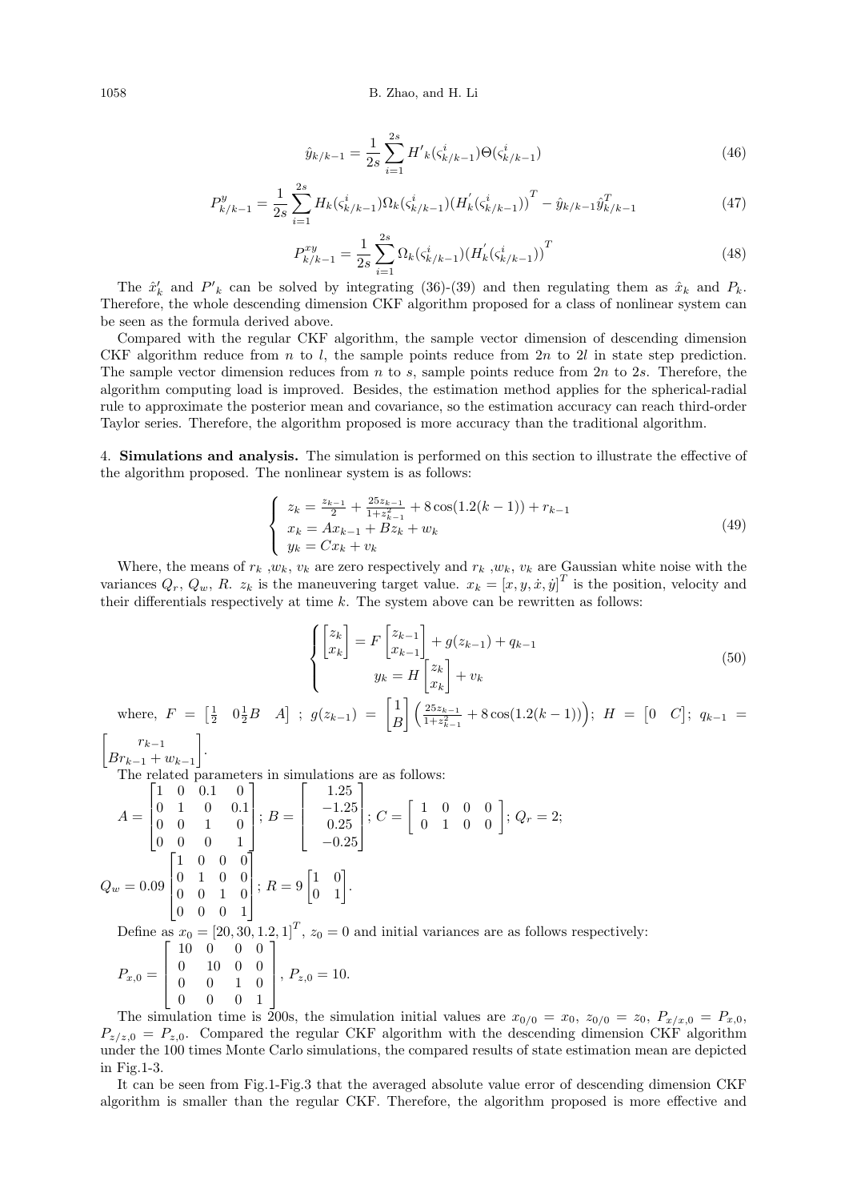$$\hat{y}_{k/k-1} = \frac{1}{2s} \sum_{i=1}^{2s} H'_k(\varsigma^i_{k/k-1}) \Theta(\varsigma^i_{k/k-1}) \tag{46}$$

$$P^y_{k/k-1} = \frac{1}{2s} \sum_{i=1}^{2s} H_k(\varsigma^i_{k/k-1}) \Omega_k(\varsigma^i_{k/k-1}) (H'_k(\varsigma^i_{k/k-1}))^T - \hat{y}_{k/k-1} \hat{y}^T_{k/k-1} \tag{47}$$

$$P^{xy}_{k/k-1} = \frac{1}{2s} \sum_{i=1}^{2s} \Omega_k(\varsigma^i_{k/k-1}) (H'_k(\varsigma^i_{k/k-1}))^T \tag{48}$$

The $\hat{x}'_k$ and $P'_k$ can be solved by integrating (36)-(39) and then regulating them as $\hat{x}_k$ and $P_k$. Therefore, the whole descending dimension CKF algorithm proposed for a class of nonlinear system can be seen as the formula derived above.

Compared with the regular CKF algorithm, the sample vector dimension of descending dimension CKF algorithm reduce from $n$ to $l$, the sample points reduce from $2n$ to $2l$ in state step prediction. The sample vector dimension reduces from $n$ to $s$, sample points reduce from $2n$ to $2s$. Therefore, the algorithm computing load is improved. Besides, the estimation method applies for the spherical-radial rule to approximate the posterior mean and covariance, so the estimation accuracy can reach third-order Taylor series. Therefore, the algorithm proposed is more accuracy than the traditional algorithm.

4. **Simulations and analysis.** The simulation is performed on this section to illustrate the effective of the algorithm proposed. The nonlinear system is as follows:

$$\begin{cases} z_k = \frac{z_{k-1}}{2} + \frac{25z_{k-1}}{1+z^2_{k-1}} + 8\cos(1.2(k-1)) + r_{k-1} \\ x_k = Ax_{k-1} + Bz_k + w_k \\ y_k = Cx_k + v_k \end{cases} \tag{49}$$

Where, the means of $r_k$ ,$w_k$, $v_k$ are zero respectively and $r_k$ ,$w_k$, $v_k$ are Gaussian white noise with the variances $Q_r$, $Q_w$, $R$. $z_k$ is the maneuvering target value. $x_k = [x, y, \dot{x}, \dot{y}]^T$ is the position, velocity and their differentials respectively at time $k$. The system above can be rewritten as follows:

$$\begin{cases} \begin{bmatrix} z_k \\ x_k \end{bmatrix} = F \begin{bmatrix} z_{k-1} \\ x_{k-1} \end{bmatrix} + g(z_{k-1}) + q_{k-1} \\ y_k = H \begin{bmatrix} z_k \\ x_k \end{bmatrix} + v_k \end{cases} \tag{50}$$

where, $F = \begin{bmatrix} \frac{1}{2} & 0 \frac{1}{2}B & A \end{bmatrix}$ ; $g(z_{k-1}) = \begin{bmatrix} 1 \\ B \end{bmatrix} \left( \frac{25z_{k-1}}{1+z^2_{k-1}} + 8\cos(1.2(k-1)) \right)$; $H = \begin{bmatrix} 0 & C \end{bmatrix}$; $q_{k-1} = \begin{bmatrix} r_{k-1} \\ Br_{k-1} + w_{k-1} \end{bmatrix}$.

The related parameters in simulations are as follows:

$A = \begin{bmatrix} 1 & 0 & 0.1 & 0 \\ 0 & 1 & 0 & 0.1 \\ 0 & 0 & 1 & 0 \\ 0 & 0 & 0 & 1 \end{bmatrix}$; $B = \begin{bmatrix} 1.25 \\ -1.25 \\ 0.25 \\ -0.25 \end{bmatrix}$; $C = \begin{bmatrix} 1 & 0 & 0 & 0 \\ 0 & 1 & 0 & 0 \end{bmatrix}$; $Q_r = 2$;

$Q_w = 0.09 \begin{bmatrix} 1 & 0 & 0 & 0 \\ 0 & 1 & 0 & 0 \\ 0 & 0 & 1 & 0 \\ 0 & 0 & 0 & 1 \end{bmatrix}$; $R = 9 \begin{bmatrix} 1 & 0 \\ 0 & 1 \end{bmatrix}$.

Define as $x_0 = [20, 30, 1.2, 1]^T$, $z_0 = 0$ and initial variances are as follows respectively:

$P_{x,0} = \begin{bmatrix} 10 & 0 & 0 & 0 \\ 0 & 10 & 0 & 0 \\ 0 & 0 & 1 & 0 \\ 0 & 0 & 0 & 1 \end{bmatrix}$, $P_{z,0} = 10$.

The simulation time is 200s, the simulation initial values are $x_{0/0} = x_0$, $z_{0/0} = z_0$, $P_{x/x,0} = P_{x,0}$, $P_{z/z,0} = P_{z,0}$. Compared the regular CKF algorithm with the descending dimension CKF algorithm under the 100 times Monte Carlo simulations, the compared results of state estimation mean are depicted in Fig.1-3.

It can be seen from Fig.1-Fig.3 that the averaged absolute value error of descending dimension CKF algorithm is smaller than the regular CKF. Therefore, the algorithm proposed is more effective and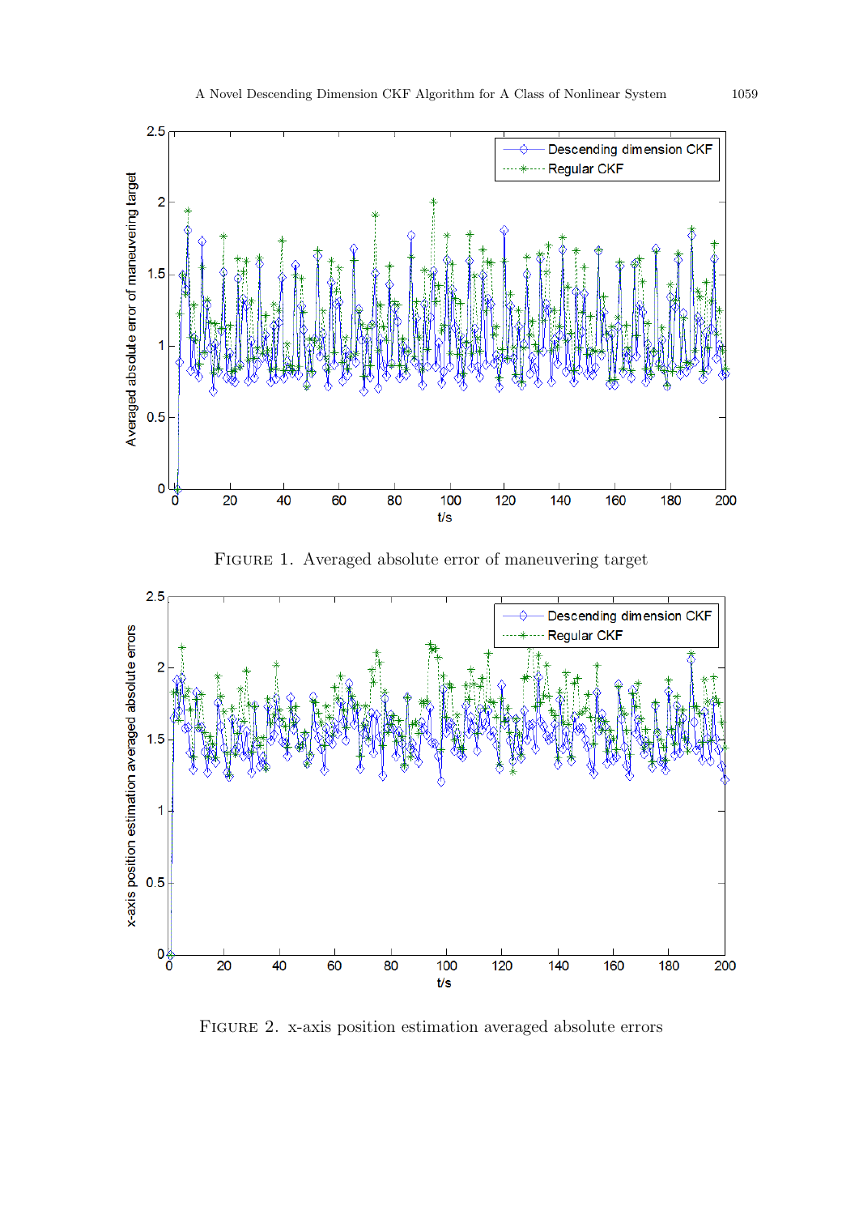FIGURE 1. Averaged absolute error of maneuvering target

FIGURE 2. x-axis position estimation averaged absolute errors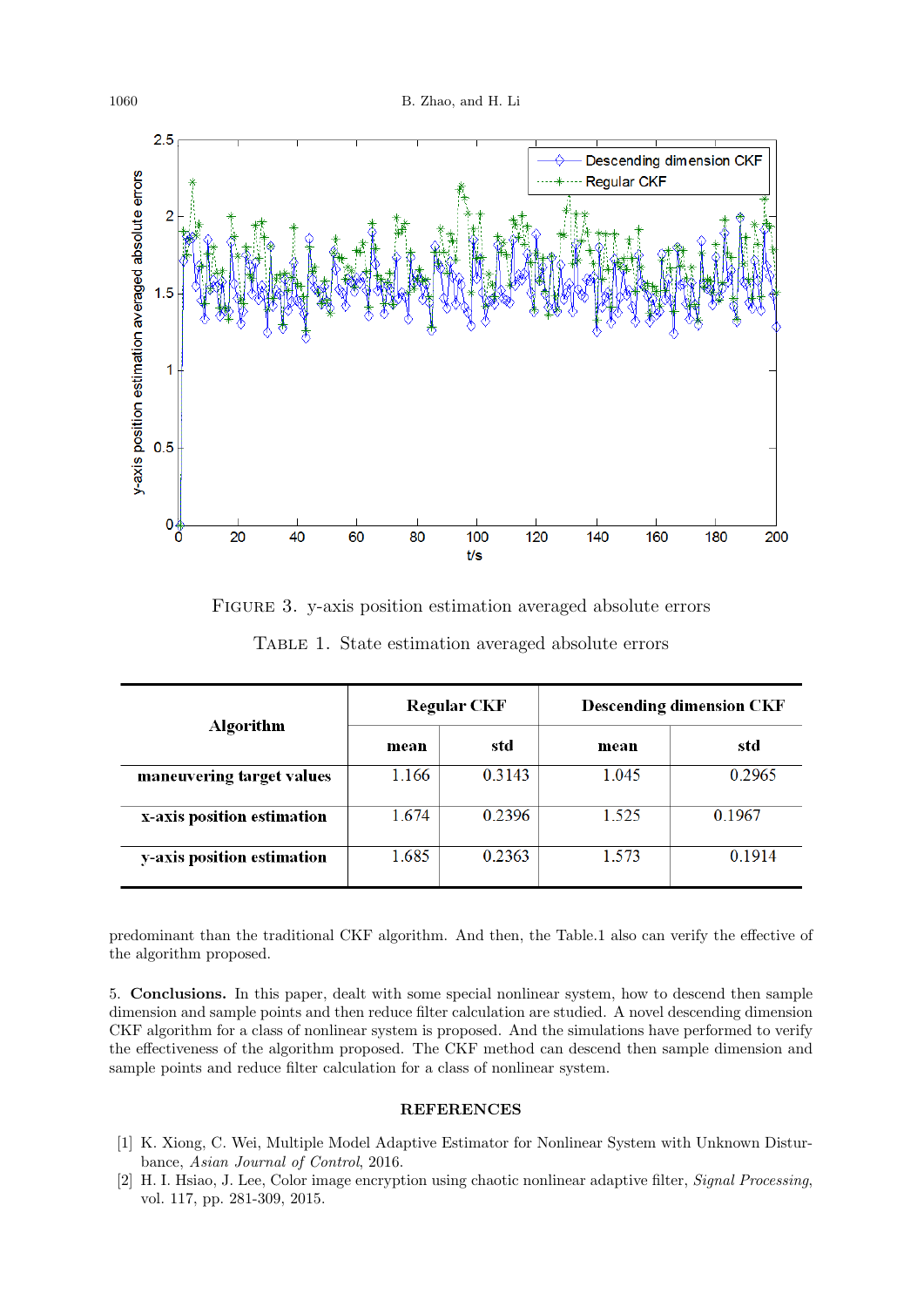FIGURE 3. y-axis position estimation averaged absolute errors

TABLE 1. State estimation averaged absolute errors

| Algorithm | Regular CKF | | Descending dimension CKF | |
|---|---|---|---|---|
| | mean | std | mean | std |
| maneuvering target values | 1.166 | 0.3143 | 1.045 | 0.2965 |
| x-axis position estimation | 1.674 | 0.2396 | 1.525 | 0.1967 |
| y-axis position estimation | 1.685 | 0.2363 | 1.573 | 0.1914 |

predominant than the traditional CKF algorithm. And then, the Table.1 also can verify the effective of the algorithm proposed.

5. **Conclusions.** In this paper, dealt with some special nonlinear system, how to descend then sample dimension and sample points and then reduce filter calculation are studied. A novel descending dimension CKF algorithm for a class of nonlinear system is proposed. And the simulations have performed to verify the effectiveness of the algorithm proposed. The CKF method can descend then sample dimension and sample points and reduce filter calculation for a class of nonlinear system.

## REFERENCES

[1] K. Xiong, C. Wei, Multiple Model Adaptive Estimator for Nonlinear System with Unknown Disturbance, *Asian Journal of Control*, 2016.

[2] H. I. Hsiao, J. Lee, Color image encryption using chaotic nonlinear adaptive filter, *Signal Processing*, vol. 117, pp. 281-309, 2015.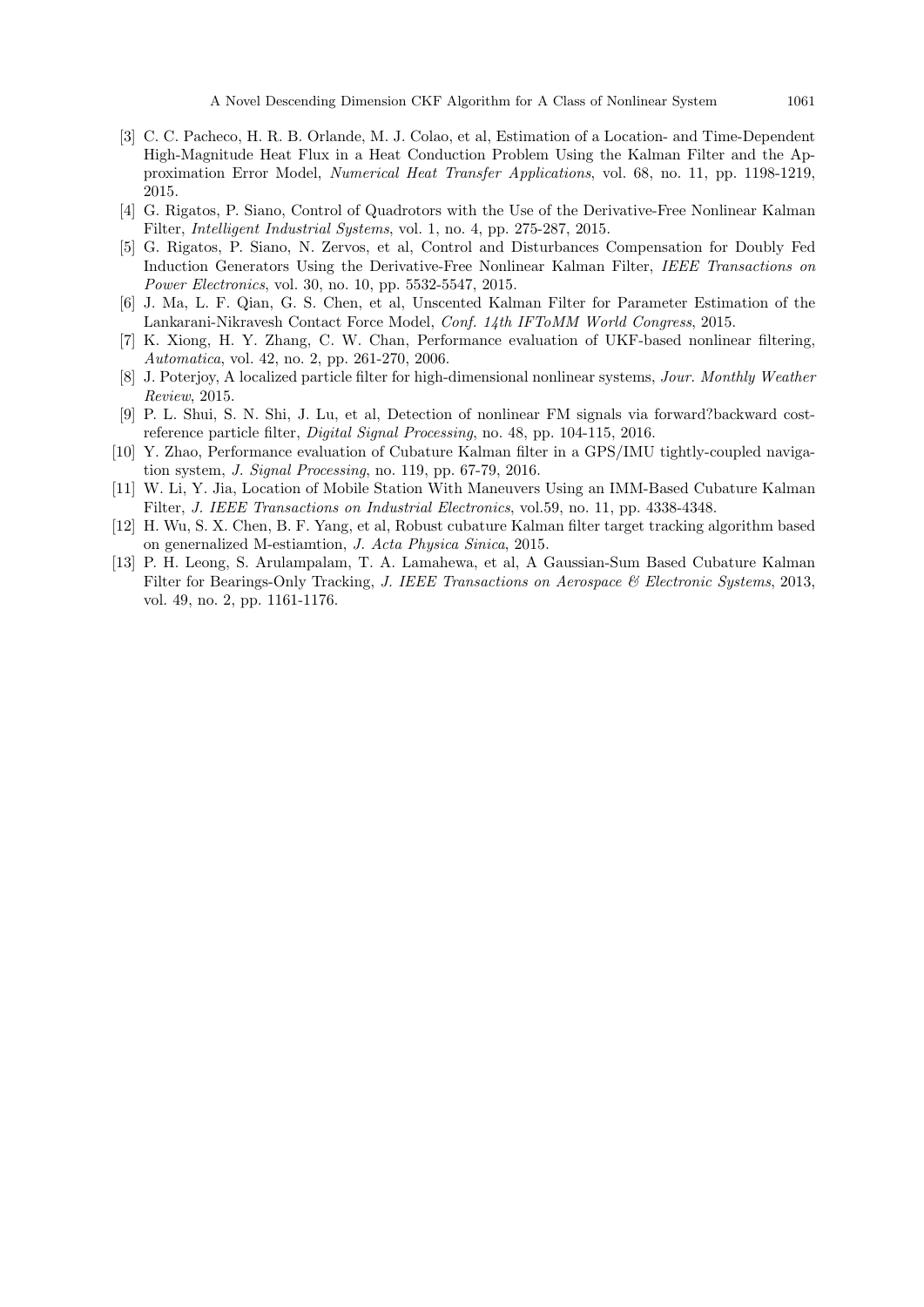[3] C. C. Pacheco, H. R. B. Orlande, M. J. Colao, et al, Estimation of a Location- and Time-Dependent High-Magnitude Heat Flux in a Heat Conduction Problem Using the Kalman Filter and the Approximation Error Model, *Numerical Heat Transfer Applications*, vol. 68, no. 11, pp. 1198-1219, 2015.

[4] G. Rigatos, P. Siano, Control of Quadrotors with the Use of the Derivative-Free Nonlinear Kalman Filter, *Intelligent Industrial Systems*, vol. 1, no. 4, pp. 275-287, 2015.

[5] G. Rigatos, P. Siano, N. Zervos, et al, Control and Disturbances Compensation for Doubly Fed Induction Generators Using the Derivative-Free Nonlinear Kalman Filter, *IEEE Transactions on Power Electronics*, vol. 30, no. 10, pp. 5532-5547, 2015.

[6] J. Ma, L. F. Qian, G. S. Chen, et al, Unscented Kalman Filter for Parameter Estimation of the Lankarani-Nikravesh Contact Force Model, *Conf. 14th IFToMM World Congress*, 2015.

[7] K. Xiong, H. Y. Zhang, C. W. Chan, Performance evaluation of UKF-based nonlinear filtering, *Automatica*, vol. 42, no. 2, pp. 261-270, 2006.

[8] J. Poterjoy, A localized particle filter for high-dimensional nonlinear systems, *Jour. Monthly Weather Review*, 2015.

[9] P. L. Shui, S. N. Shi, J. Lu, et al, Detection of nonlinear FM signals via forward?backward cost-reference particle filter, *Digital Signal Processing*, no. 48, pp. 104-115, 2016.

[10] Y. Zhao, Performance evaluation of Cubature Kalman filter in a GPS/IMU tightly-coupled navigation system, *J. Signal Processing*, no. 119, pp. 67-79, 2016.

[11] W. Li, Y. Jia, Location of Mobile Station With Maneuvers Using an IMM-Based Cubature Kalman Filter, *J. IEEE Transactions on Industrial Electronics*, vol.59, no. 11, pp. 4338-4348.

[12] H. Wu, S. X. Chen, B. F. Yang, et al, Robust cubature Kalman filter target tracking algorithm based on genernalized M-estiamtion, *J. Acta Physica Sinica*, 2015.

[13] P. H. Leong, S. Arulampalam, T. A. Lamahewa, et al, A Gaussian-Sum Based Cubature Kalman Filter for Bearings-Only Tracking, *J. IEEE Transactions on Aerospace & Electronic Systems*, 2013, vol. 49, no. 2, pp. 1161-1176.